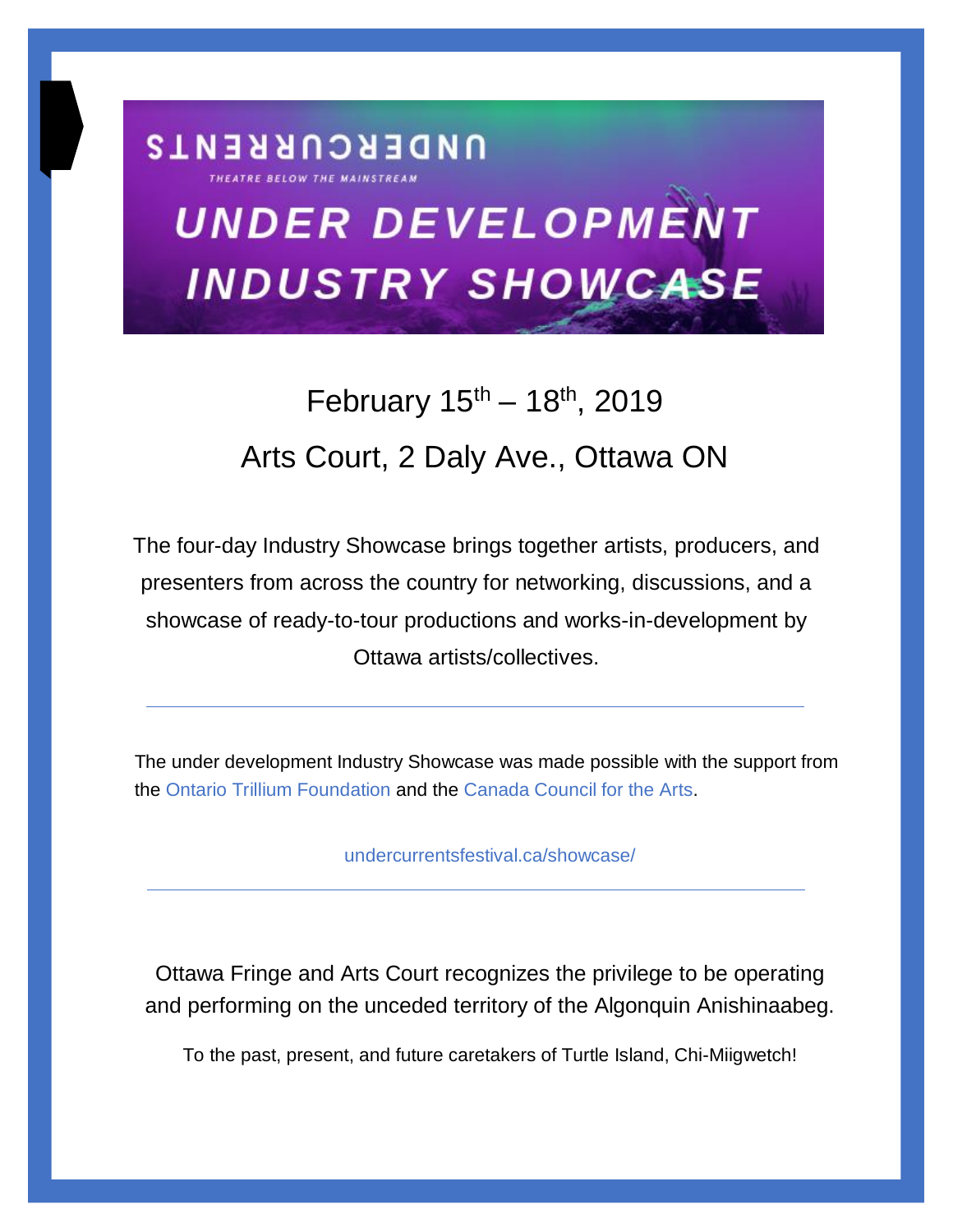UNDERCURRENTS

THEATRE BELOW THE MAINSTREAM

# UNDER DEVELOPMENT INDUSTRY SHOWCASE

February 15th – 18th, 2019

Arts Court, 2 Daly Ave., Ottawa ON

The four-day Industry Showcase brings together artists, producers, and presenters from across the country for networking, discussions, and a showcase of ready-to-tour productions and works-in-development by Ottawa artists/collectives.

---

The under development Industry Showcase was made possible with the support from the Ontario Trillium Foundation and the Canada Council for the Arts.

undercurrentsfestival.ca/showcase/

---

Ottawa Fringe and Arts Court recognizes the privilege to be operating and performing on the unceded territory of the Algonquin Anishinaabeg.

To the past, present, and future caretakers of Turtle Island, Chi-Miigwetch!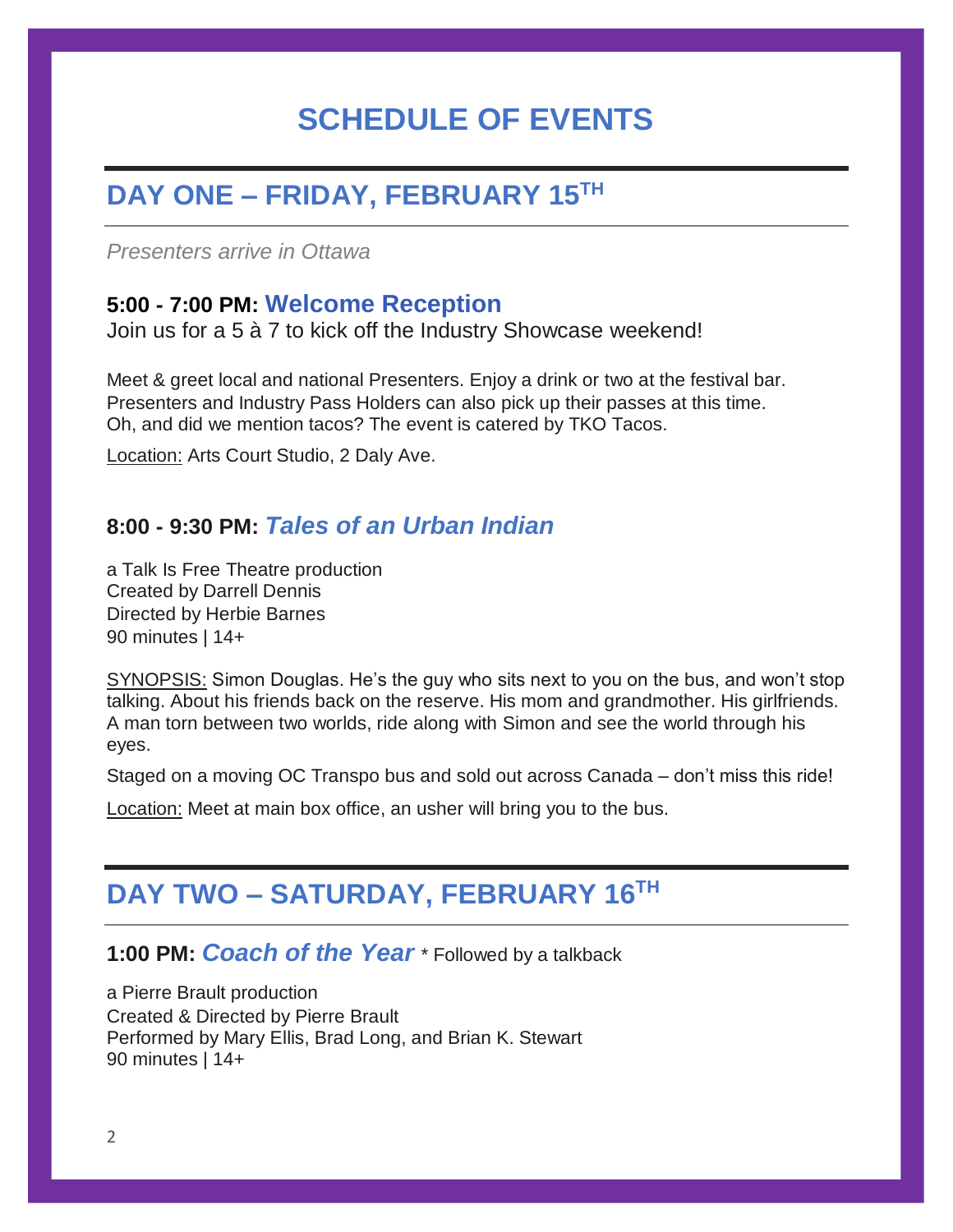# SCHEDULE OF EVENTS

## DAY ONE – FRIDAY, FEBRUARY 15TH

*Presenters arrive in Ottawa*

### 5:00 - 7:00 PM: Welcome Reception

Join us for a 5 à 7 to kick off the Industry Showcase weekend!

Meet & greet local and national Presenters. Enjoy a drink or two at the festival bar. Presenters and Industry Pass Holders can also pick up their passes at this time. Oh, and did we mention tacos? The event is catered by TKO Tacos.

Location: Arts Court Studio, 2 Daly Ave.

### 8:00 - 9:30 PM: *Tales of an Urban Indian*

a Talk Is Free Theatre production
Created by Darrell Dennis
Directed by Herbie Barnes
90 minutes | 14+

SYNOPSIS: Simon Douglas. He's the guy who sits next to you on the bus, and won't stop talking. About his friends back on the reserve. His mom and grandmother. His girlfriends. A man torn between two worlds, ride along with Simon and see the world through his eyes.

Staged on a moving OC Transpo bus and sold out across Canada – don't miss this ride!

Location: Meet at main box office, an usher will bring you to the bus.

## DAY TWO – SATURDAY, FEBRUARY 16TH

### 1:00 PM: *Coach of the Year* * Followed by a talkback

a Pierre Brault production
Created & Directed by Pierre Brault
Performed by Mary Ellis, Brad Long, and Brian K. Stewart
90 minutes | 14+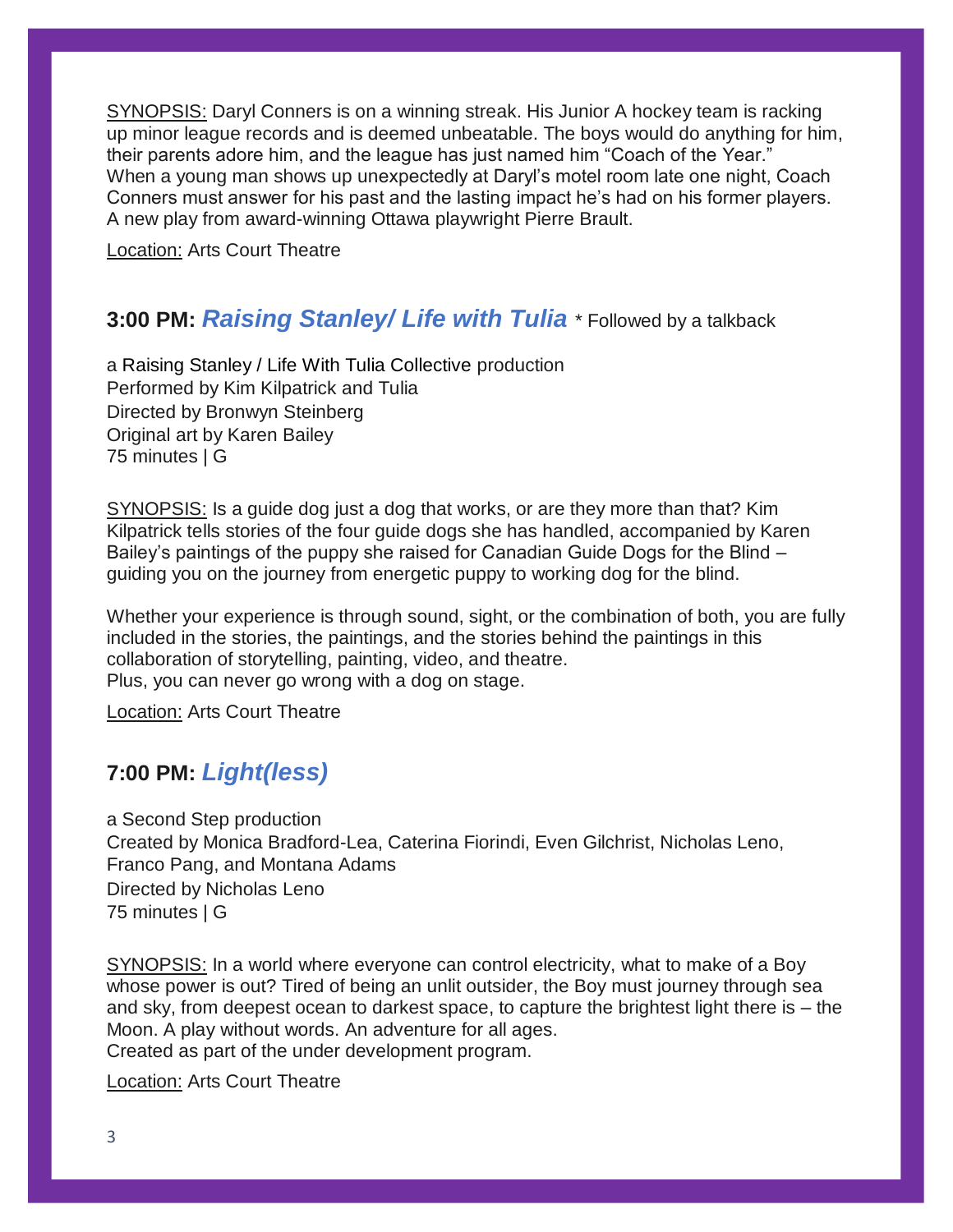SYNOPSIS: Daryl Conners is on a winning streak. His Junior A hockey team is racking up minor league records and is deemed unbeatable. The boys would do anything for him, their parents adore him, and the league has just named him "Coach of the Year." When a young man shows up unexpectedly at Daryl's motel room late one night, Coach Conners must answer for his past and the lasting impact he's had on his former players. A new play from award-winning Ottawa playwright Pierre Brault.

Location: Arts Court Theatre

## 3:00 PM: *Raising Stanley/ Life with Tulia* * Followed by a talkback

a Raising Stanley / Life With Tulia Collective production
Performed by Kim Kilpatrick and Tulia
Directed by Bronwyn Steinberg
Original art by Karen Bailey
75 minutes | G

SYNOPSIS: Is a guide dog just a dog that works, or are they more than that? Kim Kilpatrick tells stories of the four guide dogs she has handled, accompanied by Karen Bailey's paintings of the puppy she raised for Canadian Guide Dogs for the Blind – guiding you on the journey from energetic puppy to working dog for the blind.

Whether your experience is through sound, sight, or the combination of both, you are fully included in the stories, the paintings, and the stories behind the paintings in this collaboration of storytelling, painting, video, and theatre.
Plus, you can never go wrong with a dog on stage.

Location: Arts Court Theatre

## 7:00 PM: *Light(less)*

a Second Step production
Created by Monica Bradford-Lea, Caterina Fiorindi, Even Gilchrist, Nicholas Leno, Franco Pang, and Montana Adams
Directed by Nicholas Leno
75 minutes | G

SYNOPSIS: In a world where everyone can control electricity, what to make of a Boy whose power is out? Tired of being an unlit outsider, the Boy must journey through sea and sky, from deepest ocean to darkest space, to capture the brightest light there is – the Moon. A play without words. An adventure for all ages.
Created as part of the under development program.

Location: Arts Court Theatre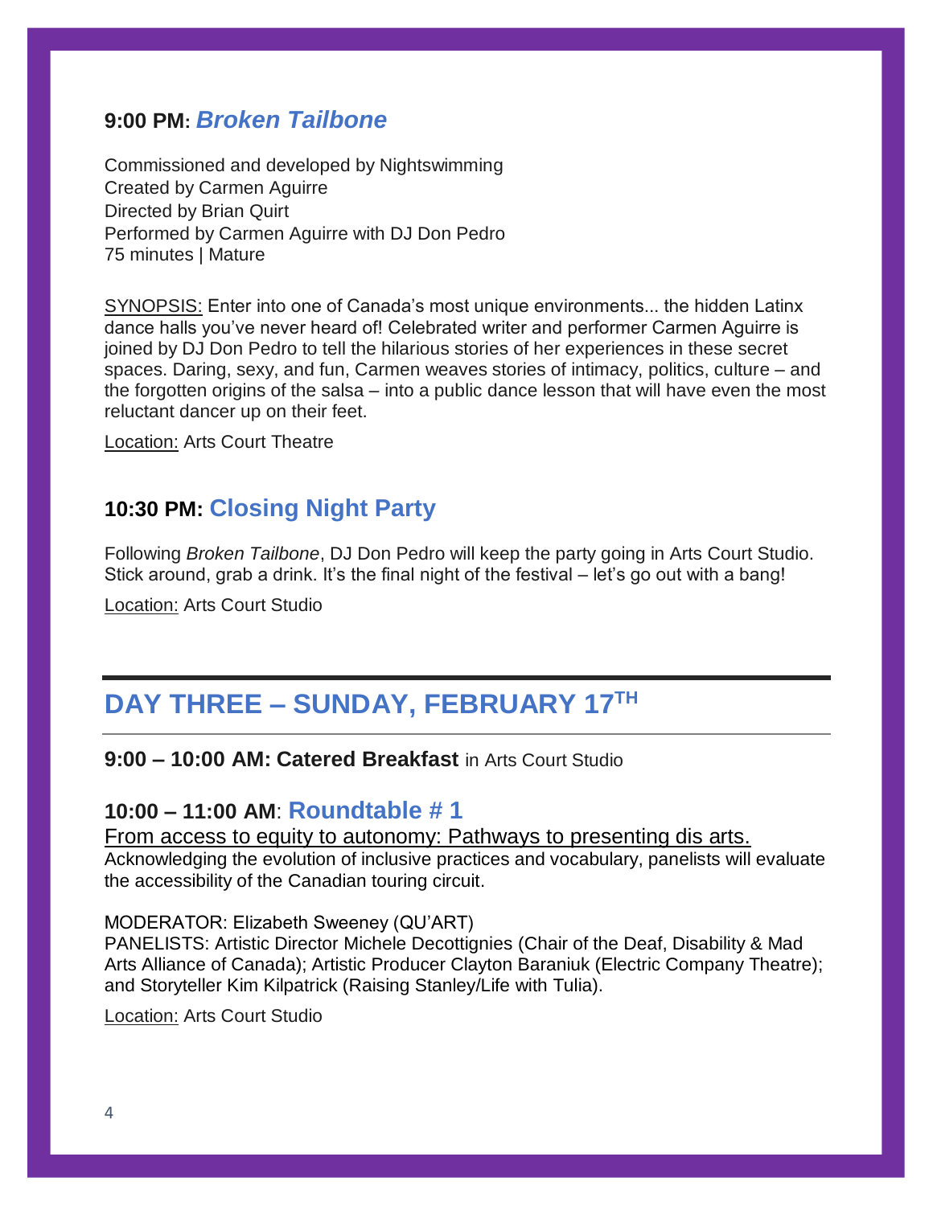### 9:00 PM: *Broken Tailbone*

Commissioned and developed by Nightswimming
Created by Carmen Aguirre
Directed by Brian Quirt
Performed by Carmen Aguirre with DJ Don Pedro
75 minutes | Mature

SYNOPSIS: Enter into one of Canada's most unique environments... the hidden Latinx dance halls you've never heard of! Celebrated writer and performer Carmen Aguirre is joined by DJ Don Pedro to tell the hilarious stories of her experiences in these secret spaces. Daring, sexy, and fun, Carmen weaves stories of intimacy, politics, culture – and the forgotten origins of the salsa – into a public dance lesson that will have even the most reluctant dancer up on their feet.

Location: Arts Court Theatre

### 10:30 PM: Closing Night Party

Following *Broken Tailbone*, DJ Don Pedro will keep the party going in Arts Court Studio. Stick around, grab a drink. It's the final night of the festival – let's go out with a bang!

Location: Arts Court Studio

---

## DAY THREE – SUNDAY, FEBRUARY 17TH

---

**9:00 – 10:00 AM: Catered Breakfast** in Arts Court Studio

### 10:00 – 11:00 AM: Roundtable # 1

From access to equity to autonomy: Pathways to presenting dis arts.
Acknowledging the evolution of inclusive practices and vocabulary, panelists will evaluate the accessibility of the Canadian touring circuit.

MODERATOR: Elizabeth Sweeney (QU'ART)
PANELISTS: Artistic Director Michele Decottignies (Chair of the Deaf, Disability & Mad Arts Alliance of Canada); Artistic Producer Clayton Baraniuk (Electric Company Theatre); and Storyteller Kim Kilpatrick (Raising Stanley/Life with Tulia).

Location: Arts Court Studio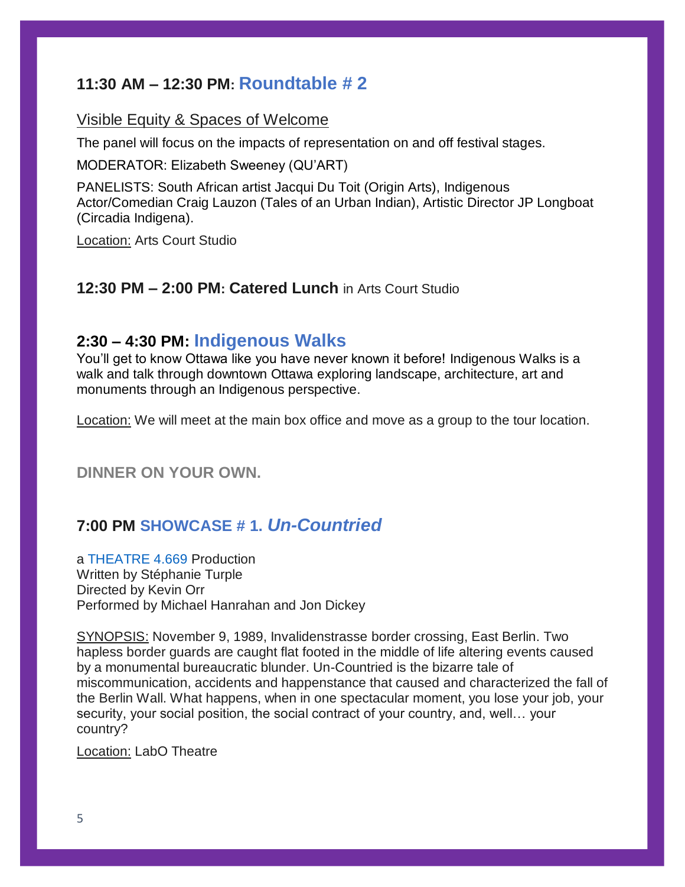## 11:30 AM – 12:30 PM: Roundtable # 2

Visible Equity & Spaces of Welcome

The panel will focus on the impacts of representation on and off festival stages.

MODERATOR: Elizabeth Sweeney (QU'ART)

PANELISTS: South African artist Jacqui Du Toit (Origin Arts), Indigenous Actor/Comedian Craig Lauzon (Tales of an Urban Indian), Artistic Director JP Longboat (Circadia Indigena).

Location: Arts Court Studio

## 12:30 PM – 2:00 PM: Catered Lunch in Arts Court Studio

## 2:30 – 4:30 PM: Indigenous Walks

You'll get to know Ottawa like you have never known it before! Indigenous Walks is a walk and talk through downtown Ottawa exploring landscape, architecture, art and monuments through an Indigenous perspective.

Location: We will meet at the main box office and move as a group to the tour location.

**DINNER ON YOUR OWN.**

## 7:00 PM SHOWCASE # 1. *Un-Countried*

a THEATRE 4.669 Production
Written by Stéphanie Turple
Directed by Kevin Orr
Performed by Michael Hanrahan and Jon Dickey

SYNOPSIS: November 9, 1989, Invalidenstrasse border crossing, East Berlin. Two hapless border guards are caught flat footed in the middle of life altering events caused by a monumental bureaucratic blunder. Un-Countried is the bizarre tale of miscommunication, accidents and happenstance that caused and characterized the fall of the Berlin Wall. What happens, when in one spectacular moment, you lose your job, your security, your social position, the social contract of your country, and, well… your country?

Location: LabO Theatre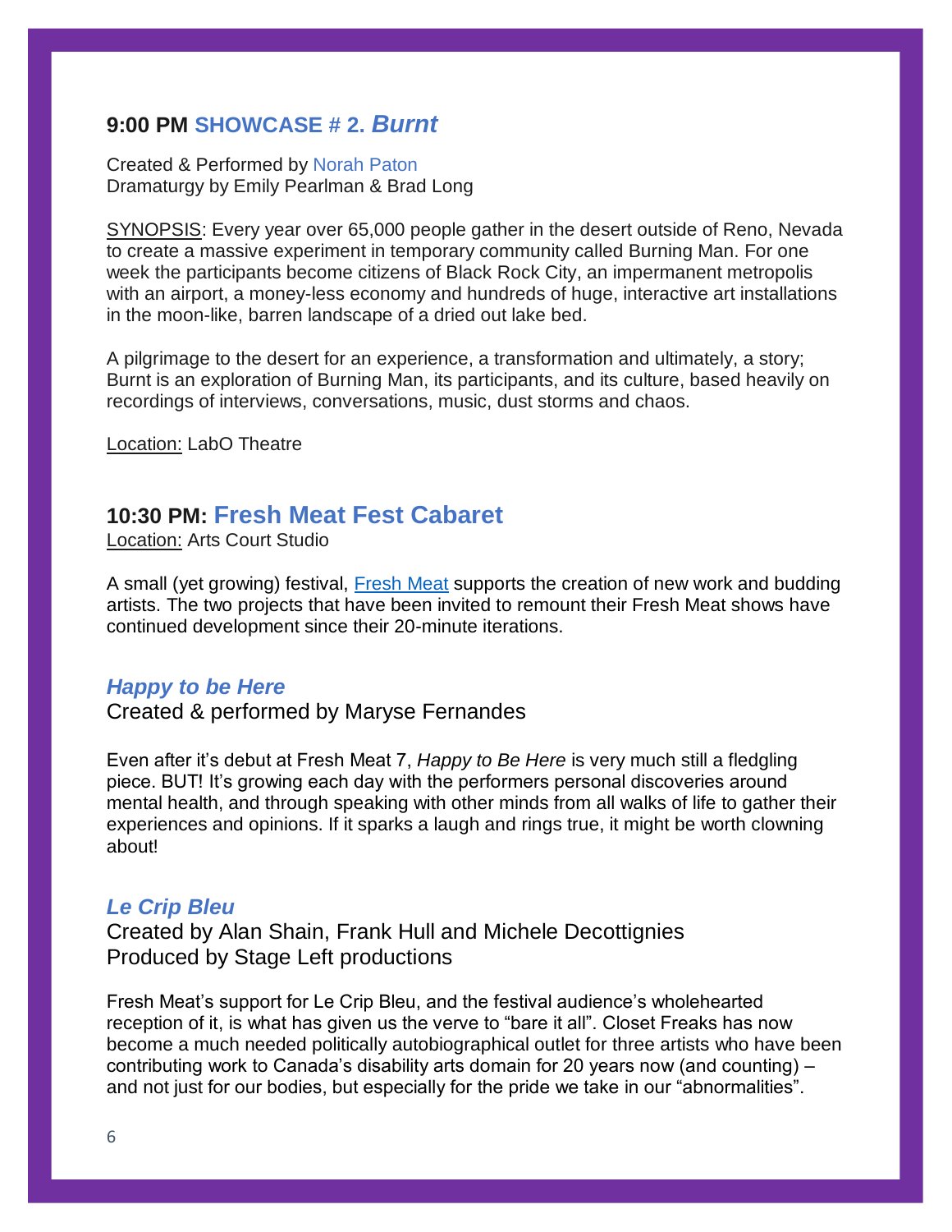## 9:00 PM SHOWCASE # 2. *Burnt*

Created & Performed by Norah Paton
Dramaturgy by Emily Pearlman & Brad Long

SYNOPSIS: Every year over 65,000 people gather in the desert outside of Reno, Nevada to create a massive experiment in temporary community called Burning Man. For one week the participants become citizens of Black Rock City, an impermanent metropolis with an airport, a money-less economy and hundreds of huge, interactive art installations in the moon-like, barren landscape of a dried out lake bed.

A pilgrimage to the desert for an experience, a transformation and ultimately, a story; Burnt is an exploration of Burning Man, its participants, and its culture, based heavily on recordings of interviews, conversations, music, dust storms and chaos.

Location: LabO Theatre

## 10:30 PM: Fresh Meat Fest Cabaret

Location: Arts Court Studio

A small (yet growing) festival, Fresh Meat supports the creation of new work and budding artists. The two projects that have been invited to remount their Fresh Meat shows have continued development since their 20-minute iterations.

### *Happy to be Here*

Created & performed by Maryse Fernandes

Even after it's debut at Fresh Meat 7, *Happy to Be Here* is very much still a fledgling piece. BUT! It's growing each day with the performers personal discoveries around mental health, and through speaking with other minds from all walks of life to gather their experiences and opinions. If it sparks a laugh and rings true, it might be worth clowning about!

### *Le Crip Bleu*

Created by Alan Shain, Frank Hull and Michele Decottignies
Produced by Stage Left productions

Fresh Meat's support for Le Crip Bleu, and the festival audience's wholehearted reception of it, is what has given us the verve to "bare it all". Closet Freaks has now become a much needed politically autobiographical outlet for three artists who have been contributing work to Canada's disability arts domain for 20 years now (and counting) – and not just for our bodies, but especially for the pride we take in our "abnormalities".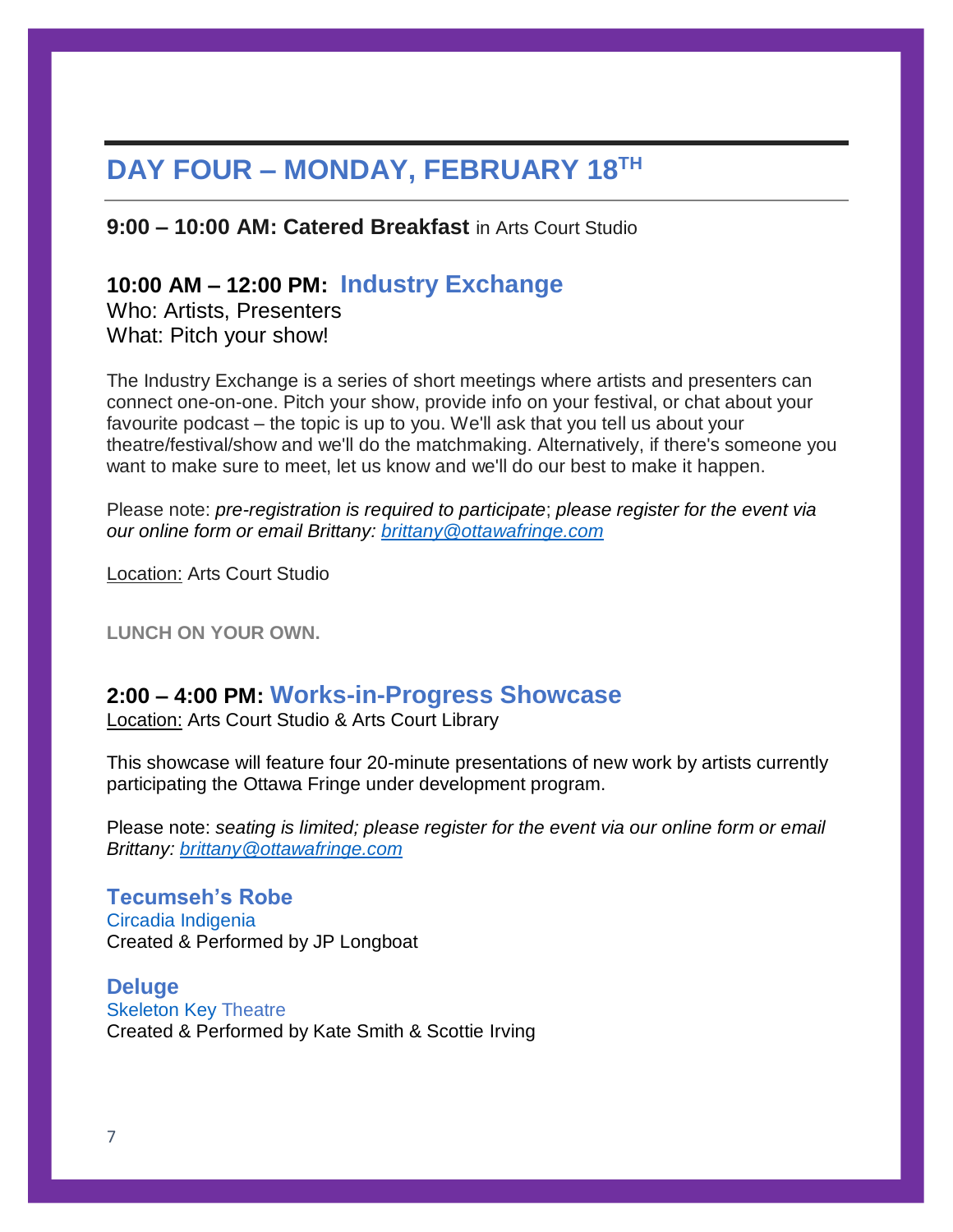## DAY FOUR – MONDAY, FEBRUARY 18TH

**9:00 – 10:00 AM: Catered Breakfast** in Arts Court Studio

### 10:00 AM – 12:00 PM: Industry Exchange

Who: Artists, Presenters
What: Pitch your show!

The Industry Exchange is a series of short meetings where artists and presenters can connect one-on-one. Pitch your show, provide info on your festival, or chat about your favourite podcast – the topic is up to you. We'll ask that you tell us about your theatre/festival/show and we'll do the matchmaking. Alternatively, if there's someone you want to make sure to meet, let us know and we'll do our best to make it happen.

Please note: *pre-registration is required to participate*; *please register for the event via our online form or email Brittany: brittany@ottawafringe.com*

Location: Arts Court Studio

**LUNCH ON YOUR OWN.**

### 2:00 – 4:00 PM: Works-in-Progress Showcase

Location: Arts Court Studio & Arts Court Library

This showcase will feature four 20-minute presentations of new work by artists currently participating the Ottawa Fringe under development program.

Please note: *seating is limited; please register for the event via our online form or email Brittany: brittany@ottawafringe.com*

**Tecumseh's Robe**
Circadia Indigenia
Created & Performed by JP Longboat

**Deluge**
Skeleton Key Theatre
Created & Performed by Kate Smith & Scottie Irving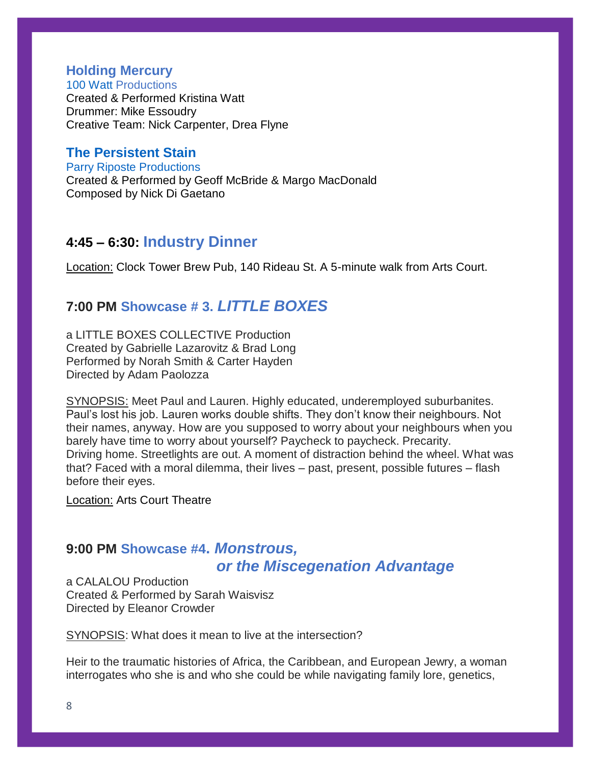### Holding Mercury

100 Watt Productions
Created & Performed Kristina Watt
Drummer: Mike Essoudry
Creative Team: Nick Carpenter, Drea Flyne

### The Persistent Stain

Parry Riposte Productions
Created & Performed by Geoff McBride & Margo MacDonald
Composed by Nick Di Gaetano

## 4:45 – 6:30: Industry Dinner

Location: Clock Tower Brew Pub, 140 Rideau St. A 5-minute walk from Arts Court.

## 7:00 PM Showcase # 3. *LITTLE BOXES*

a LITTLE BOXES COLLECTIVE Production
Created by Gabrielle Lazarovitz & Brad Long
Performed by Norah Smith & Carter Hayden
Directed by Adam Paolozza

SYNOPSIS: Meet Paul and Lauren. Highly educated, underemployed suburbanites. Paul's lost his job. Lauren works double shifts. They don't know their neighbours. Not their names, anyway. How are you supposed to worry about your neighbours when you barely have time to worry about yourself? Paycheck to paycheck. Precarity.
Driving home. Streetlights are out. A moment of distraction behind the wheel. What was that? Faced with a moral dilemma, their lives – past, present, possible futures – flash before their eyes.

Location: Arts Court Theatre

## 9:00 PM Showcase #4. *Monstrous, or the Miscegenation Advantage*

a CALALOU Production
Created & Performed by Sarah Waisvisz
Directed by Eleanor Crowder

SYNOPSIS: What does it mean to live at the intersection?

Heir to the traumatic histories of Africa, the Caribbean, and European Jewry, a woman interrogates who she is and who she could be while navigating family lore, genetics,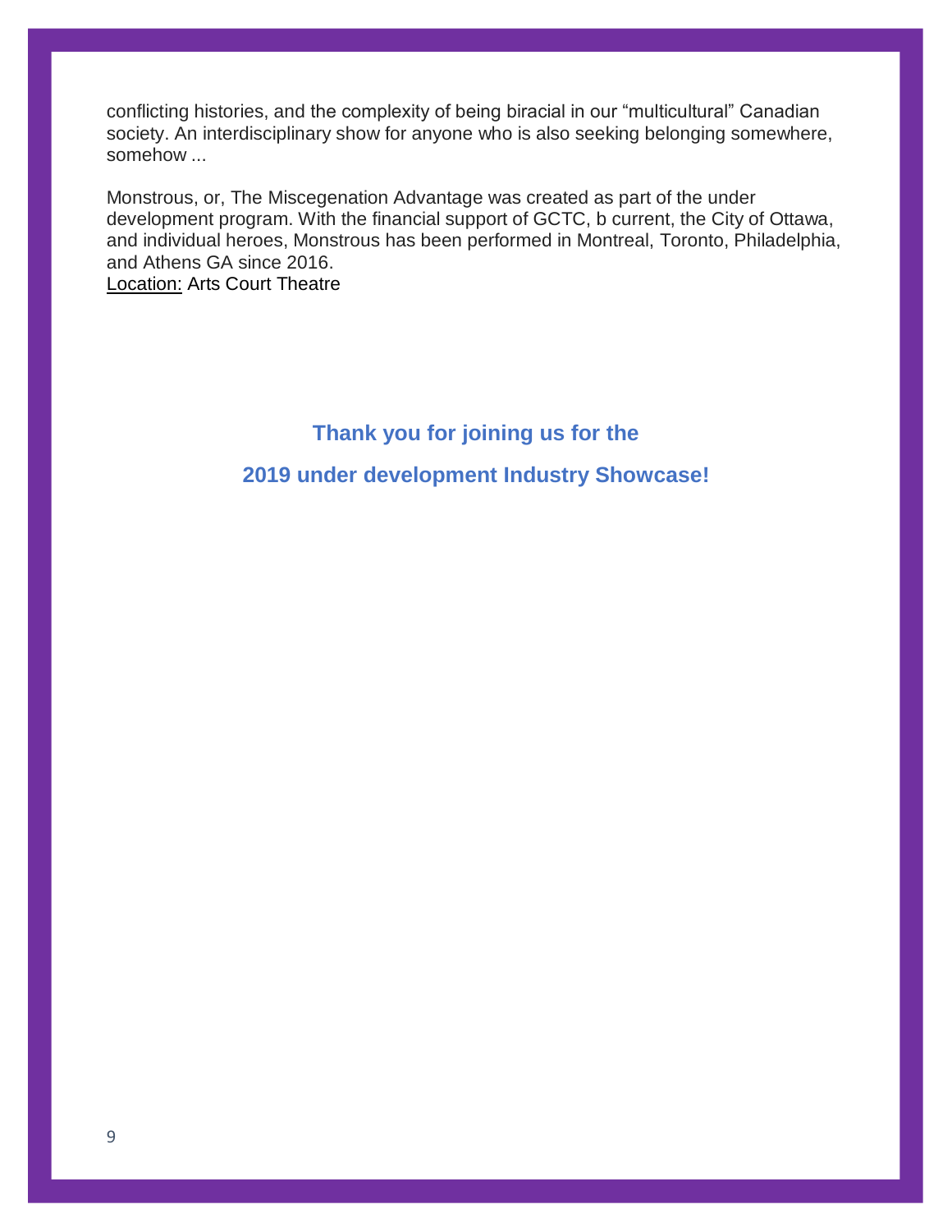conflicting histories, and the complexity of being biracial in our “multicultural” Canadian society. An interdisciplinary show for anyone who is also seeking belonging somewhere, somehow ...

Monstrous, or, The Miscegenation Advantage was created as part of the under development program. With the financial support of GCTC, b current, the City of Ottawa, and individual heroes, Monstrous has been performed in Montreal, Toronto, Philadelphia, and Athens GA since 2016.
Location: Arts Court Theatre

**Thank you for joining us for the**

**2019 under development Industry Showcase!**